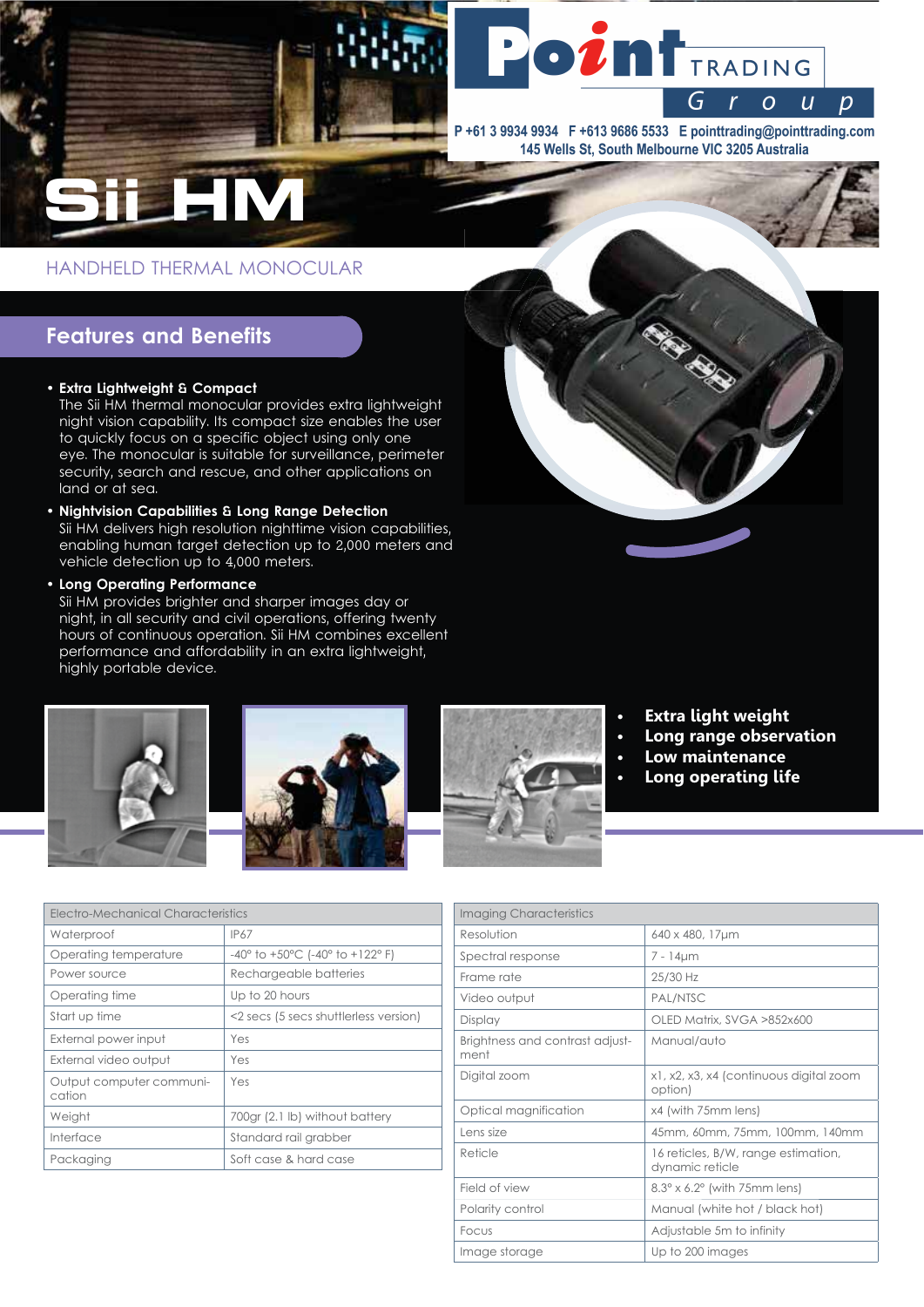Point TRADING Group

P +61 3 9934 9934 F +613 9686 5533 E pointtrading@pointtrading.com
145 Wells St, South Melbourne VIC 3205 Australia

# Sii HM

HANDHELD THERMAL MONOCULAR

## Features and Benefits

- **Extra Lightweight & Compact**
  The Sii HM thermal monocular provides extra lightweight night vision capability. Its compact size enables the user to quickly focus on a specific object using only one eye. The monocular is suitable for surveillance, perimeter security, search and rescue, and other applications on land or at sea.
- **Nightvision Capabilities & Long Range Detection**
  Sii HM delivers high resolution nighttime vision capabilities, enabling human target detection up to 2,000 meters and vehicle detection up to 4,000 meters.
- **Long Operating Performance**
  Sii HM provides brighter and sharper images day or night, in all security and civil operations, offering twenty hours of continuous operation. Sii HM combines excellent performance and affordability in an extra lightweight, highly portable device.

- **Extra light weight**
- **Long range observation**
- **Low maintenance**
- **Long operating life**

| Electro-Mechanical Characteristics | |
|---|---|
| Waterproof | IP67 |
| Operating temperature | -40° to +50°C (-40° to +122° F) |
| Power source | Rechargeable batteries |
| Operating time | Up to 20 hours |
| Start up time | <2 secs (5 secs shuttlerless version) |
| External power input | Yes |
| External video output | Yes |
| Output computer communication | Yes |
| Weight | 700gr (2.1 lb) without battery |
| Interface | Standard rail grabber |
| Packaging | Soft case & hard case |

| Imaging Characteristics | |
|---|---|
| Resolution | 640 x 480, 17µm |
| Spectral response | 7 - 14µm |
| Frame rate | 25/30 Hz |
| Video output | PAL/NTSC |
| Display | OLED Matrix, SVGA >852x600 |
| Brightness and contrast adjustment | Manual/auto |
| Digital zoom | x1, x2, x3, x4 (continuous digital zoom option) |
| Optical magnification | x4 (with 75mm lens) |
| Lens size | 45mm, 60mm, 75mm, 100mm, 140mm |
| Reticle | 16 reticles, B/W, range estimation, dynamic reticle |
| Field of view | 8.3° x 6.2° (with 75mm lens) |
| Polarity control | Manual (white hot / black hot) |
| Focus | Adjustable 5m to infinity |
| Image storage | Up to 200 images |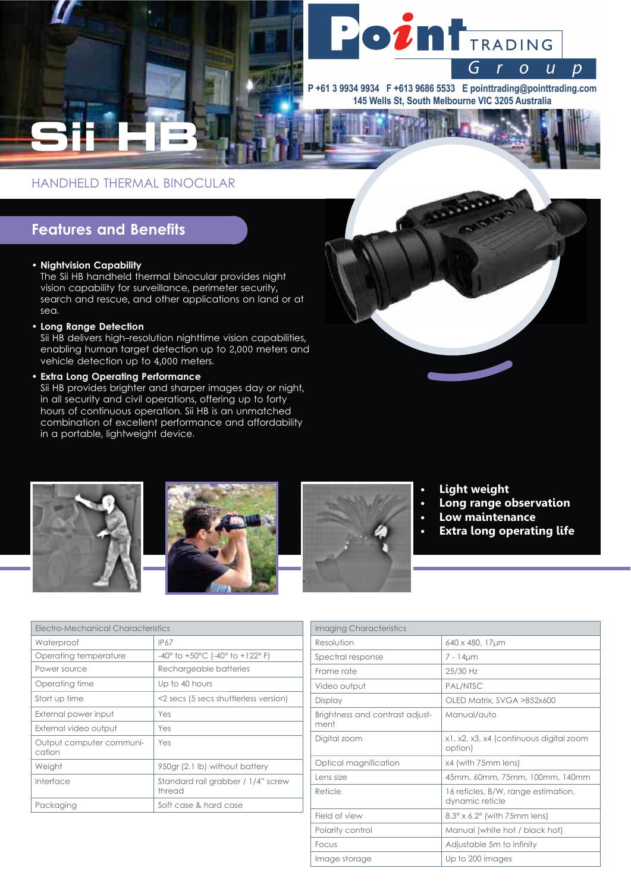Point TRADING Group

P +61 3 9934 9934 F +613 9686 5533 E pointtrading@pointtrading.com
145 Wells St, South Melbourne VIC 3205 Australia

# Sii HB

HANDHELD THERMAL BINOCULAR

## Features and Benefits

- **Nightvision Capability**
  The Sii HB handheld thermal binocular provides night vision capability for surveillance, perimeter security, search and rescue, and other applications on land or at sea.
- **Long Range Detection**
  Sii HB delivers high-resolution nighttime vision capabilities, enabling human target detection up to 2,000 meters and vehicle detection up to 4,000 meters.
- **Extra Long Operating Performance**
  Sii HB provides brighter and sharper images day or night, in all security and civil operations, offering up to forty hours of continuous operation. Sii HB is an unmatched combination of excellent performance and affordability in a portable, lightweight device.

- **Light weight**
- **Long range observation**
- **Low maintenance**
- **Extra long operating life**

| Electro-Mechanical Characteristics | |
|---|---|
| Waterproof | IP67 |
| Operating temperature | -40° to +50°C (-40° to +122° F) |
| Power source | Rechargeable batteries |
| Operating time | Up to 40 hours |
| Start up time | <2 secs (5 secs shuttlerless version) |
| External power input | Yes |
| External video output | Yes |
| Output computer communication | Yes |
| Weight | 950gr (2.1 lb) without battery |
| Interface | Standard rail grabber / 1/4" screw thread |
| Packaging | Soft case & hard case |

| Imaging Characteristics | |
|---|---|
| Resolution | 640 x 480, 17µm |
| Spectral response | 7 - 14µm |
| Frame rate | 25/30 Hz |
| Video output | PAL/NTSC |
| Display | OLED Matrix, SVGA >852x600 |
| Brightness and contrast adjustment | Manual/auto |
| Digital zoom | x1, x2, x3, x4 (continuous digital zoom option) |
| Optical magnification | x4 (with 75mm lens) |
| Lens size | 45mm, 60mm, 75mm, 100mm, 140mm |
| Reticle | 16 reticles, B/W, range estimation, dynamic reticle |
| Field of view | 8.3° x 6.2° (with 75mm lens) |
| Polarity control | Manual (white hot / black hot) |
| Focus | Adjustable 5m to infinity |
| Image storage | Up to 200 images |